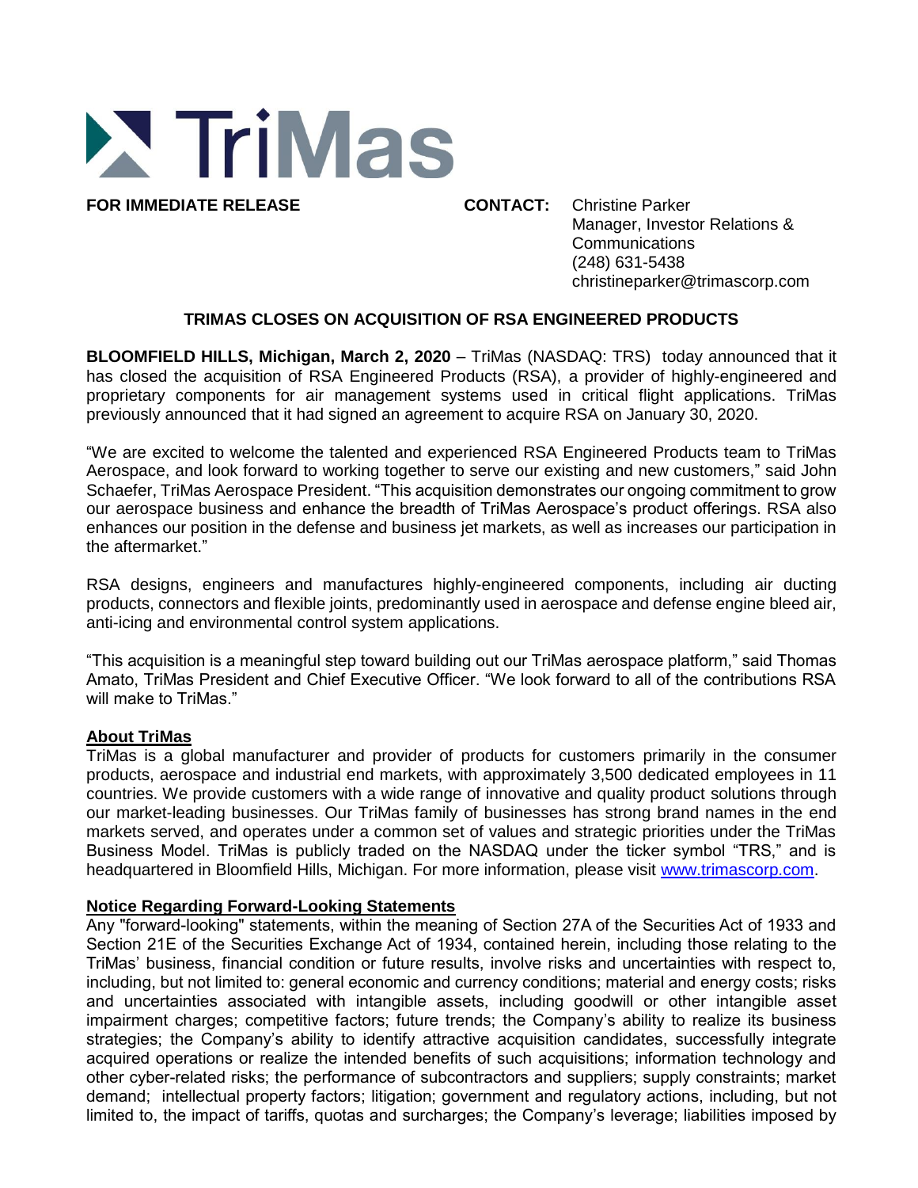**TriMas**

**FOR IMMEDIATE RELEASE**

**CONTACT:** Christine Parker
Manager, Investor Relations & Communications
(248) 631-5438
christineparker@trimascorp.com

## TRIMAS CLOSES ON ACQUISITION OF RSA ENGINEERED PRODUCTS

**BLOOMFIELD HILLS, Michigan, March 2, 2020** – TriMas (NASDAQ: TRS) today announced that it has closed the acquisition of RSA Engineered Products (RSA), a provider of highly-engineered and proprietary components for air management systems used in critical flight applications. TriMas previously announced that it had signed an agreement to acquire RSA on January 30, 2020.

"We are excited to welcome the talented and experienced RSA Engineered Products team to TriMas Aerospace, and look forward to working together to serve our existing and new customers," said John Schaefer, TriMas Aerospace President. "This acquisition demonstrates our ongoing commitment to grow our aerospace business and enhance the breadth of TriMas Aerospace's product offerings. RSA also enhances our position in the defense and business jet markets, as well as increases our participation in the aftermarket."

RSA designs, engineers and manufactures highly-engineered components, including air ducting products, connectors and flexible joints, predominantly used in aerospace and defense engine bleed air, anti-icing and environmental control system applications.

"This acquisition is a meaningful step toward building out our TriMas aerospace platform," said Thomas Amato, TriMas President and Chief Executive Officer. "We look forward to all of the contributions RSA will make to TriMas."

### About TriMas

TriMas is a global manufacturer and provider of products for customers primarily in the consumer products, aerospace and industrial end markets, with approximately 3,500 dedicated employees in 11 countries. We provide customers with a wide range of innovative and quality product solutions through our market-leading businesses. Our TriMas family of businesses has strong brand names in the end markets served, and operates under a common set of values and strategic priorities under the TriMas Business Model. TriMas is publicly traded on the NASDAQ under the ticker symbol "TRS," and is headquartered in Bloomfield Hills, Michigan. For more information, please visit www.trimascorp.com.

### Notice Regarding Forward-Looking Statements

Any "forward-looking" statements, within the meaning of Section 27A of the Securities Act of 1933 and Section 21E of the Securities Exchange Act of 1934, contained herein, including those relating to the TriMas' business, financial condition or future results, involve risks and uncertainties with respect to, including, but not limited to: general economic and currency conditions; material and energy costs; risks and uncertainties associated with intangible assets, including goodwill or other intangible asset impairment charges; competitive factors; future trends; the Company's ability to realize its business strategies; the Company's ability to identify attractive acquisition candidates, successfully integrate acquired operations or realize the intended benefits of such acquisitions; information technology and other cyber-related risks; the performance of subcontractors and suppliers; supply constraints; market demand; intellectual property factors; litigation; government and regulatory actions, including, but not limited to, the impact of tariffs, quotas and surcharges; the Company's leverage; liabilities imposed by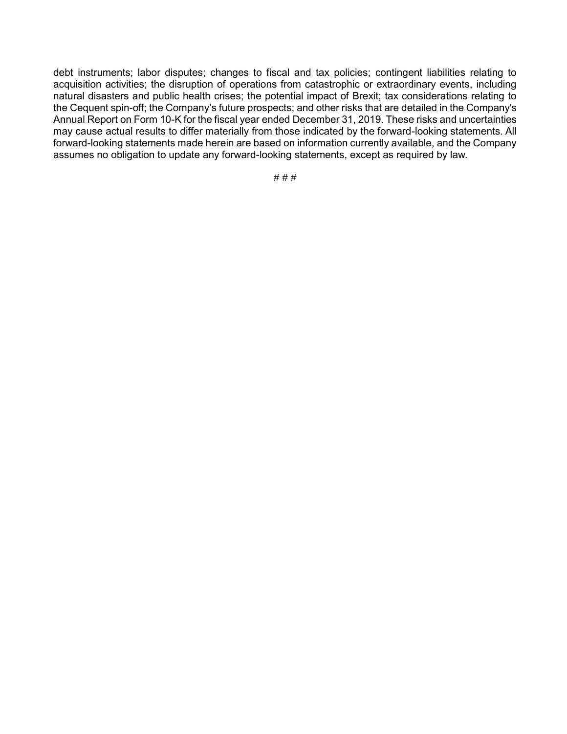debt instruments; labor disputes; changes to fiscal and tax policies; contingent liabilities relating to acquisition activities; the disruption of operations from catastrophic or extraordinary events, including natural disasters and public health crises; the potential impact of Brexit; tax considerations relating to the Cequent spin-off; the Company's future prospects; and other risks that are detailed in the Company's Annual Report on Form 10-K for the fiscal year ended December 31, 2019. These risks and uncertainties may cause actual results to differ materially from those indicated by the forward-looking statements. All forward-looking statements made herein are based on information currently available, and the Company assumes no obligation to update any forward-looking statements, except as required by law.

# # #